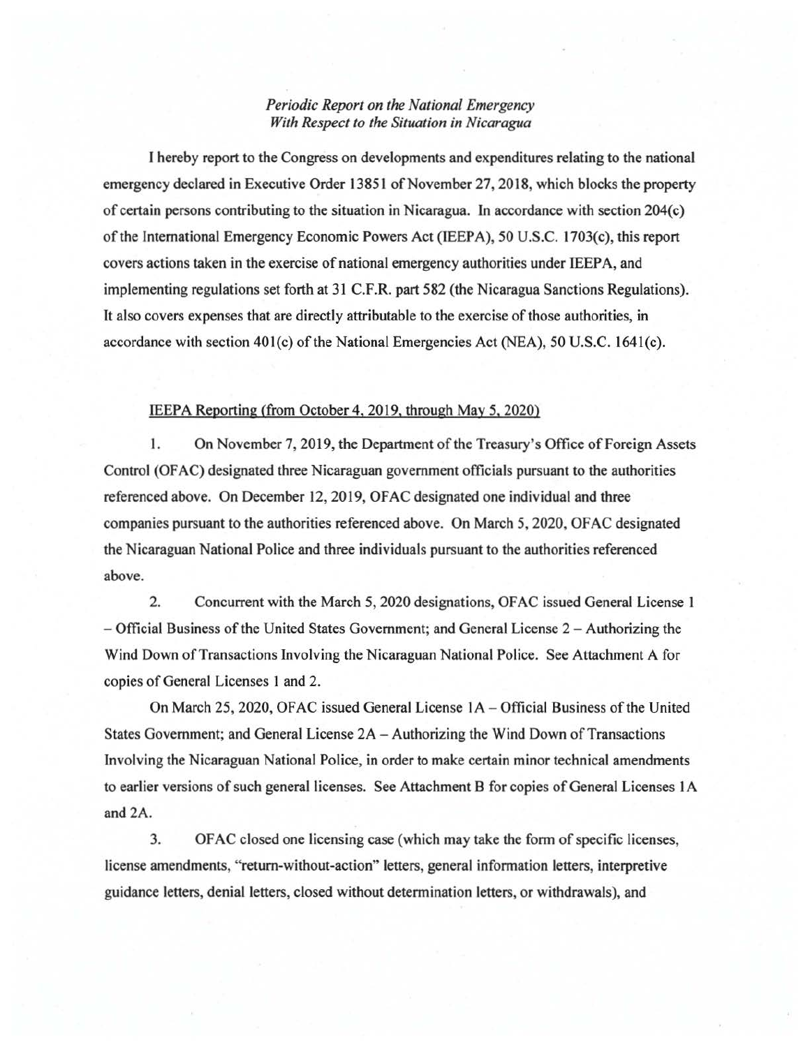*Periodic Report on the National Emergency With Respect to the Situation in Nicaragua*

I hereby report to the Congress on developments and expenditures relating to the national emergency declared in Executive Order 13851 of November 27, 2018, which blocks the property of certain persons contributing to the situation in Nicaragua. In accordance with section 204(c) of the International Emergency Economic Powers Act (IEEPA), 50 U.S.C. 1703(c), this report covers actions taken in the exercise of national emergency authorities under IEEPA, and implementing regulations set forth at 31 C.F.R. part 582 (the Nicaragua Sanctions Regulations). It also covers expenses that are directly attributable to the exercise of those authorities, in accordance with section 401(c) of the National Emergencies Act (NEA), 50 U.S.C. 1641(c).

## IEEPA Reporting (from October 4, 2019, through May 5, 2020)

1. On November 7, 2019, the Department of the Treasury's Office of Foreign Assets Control (OFAC) designated three Nicaraguan government officials pursuant to the authorities referenced above. On December 12, 2019, OFAC designated one individual and three companies pursuant to the authorities referenced above. On March 5, 2020, OFAC designated the Nicaraguan National Police and three individuals pursuant to the authorities referenced above.

2. Concurrent with the March 5, 2020 designations, OFAC issued General License 1 – Official Business of the United States Government; and General License 2 – Authorizing the Wind Down of Transactions Involving the Nicaraguan National Police. See Attachment A for copies of General Licenses 1 and 2.

   On March 25, 2020, OFAC issued General License 1A – Official Business of the United States Government; and General License 2A – Authorizing the Wind Down of Transactions Involving the Nicaraguan National Police, in order to make certain minor technical amendments to earlier versions of such general licenses. See Attachment B for copies of General Licenses 1A and 2A.

3. OFAC closed one licensing case (which may take the form of specific licenses, license amendments, "return-without-action" letters, general information letters, interpretive guidance letters, denial letters, closed without determination letters, or withdrawals), and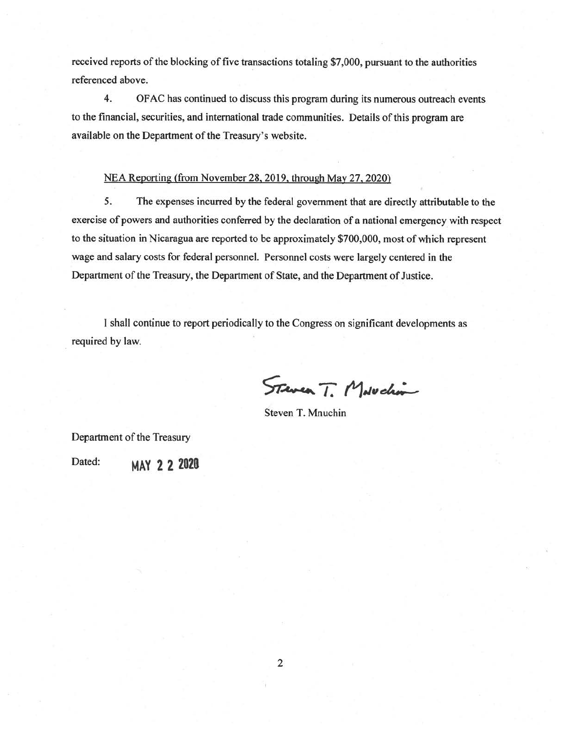received reports of the blocking of five transactions totaling $7,000, pursuant to the authorities referenced above.

4. OFAC has continued to discuss this program during its numerous outreach events to the financial, securities, and international trade communities. Details of this program are available on the Department of the Treasury's website.

<u>NEA Reporting (from November 28, 2019, through May 27, 2020)</u>

5. The expenses incurred by the federal government that are directly attributable to the exercise of powers and authorities conferred by the declaration of a national emergency with respect to the situation in Nicaragua are reported to be approximately $700,000, most of which represent wage and salary costs for federal personnel. Personnel costs were largely centered in the Department of the Treasury, the Department of State, and the Department of Justice.

I shall continue to report periodically to the Congress on significant developments as required by law.

Steven T. Mnuchin

Steven T. Mnuchin

Department of the Treasury

Dated: MAY 2 2 2020